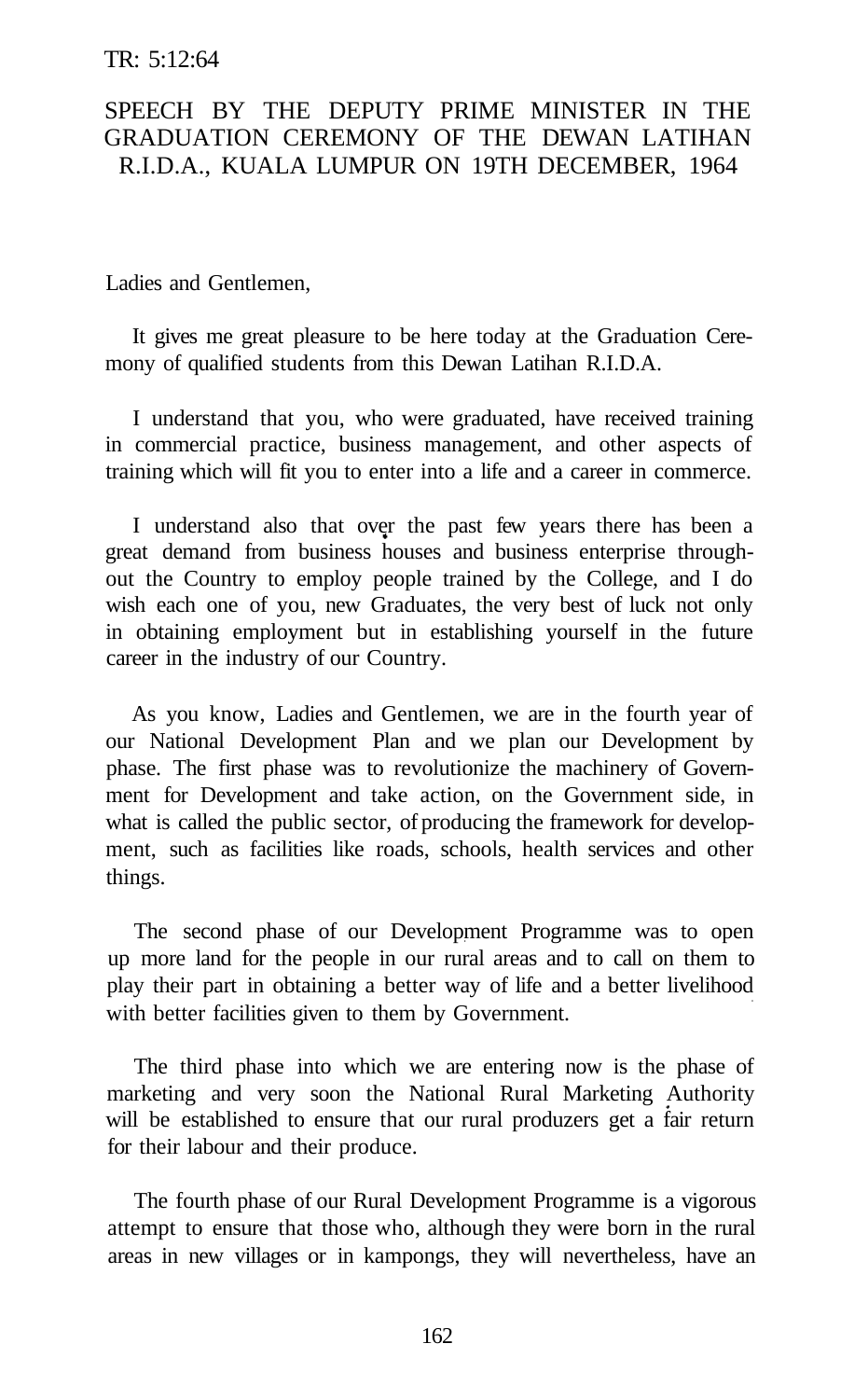TR: 5:12:64

# SPEECH BY THE DEPUTY PRIME MINISTER IN THE GRADUATION CEREMONY OF THE DEWAN LATIHAN R.I.D.A., KUALA LUMPUR ON 19TH DECEMBER, 1964

Ladies and Gentlemen,

It gives me great pleasure to be here today at the Graduation Ceremony of qualified students from this Dewan Latihan R.I.D.A.

I understand that you, who were graduated, have received training in commercial practice, business management, and other aspects of training which will fit you to enter into a life and a career in commerce.

I understand also that over the past few years there has been a great demand from business houses and business enterprise throughout the Country to employ people trained by the College, and I do wish each one of you, new Graduates, the very best of luck not only in obtaining employment but in establishing yourself in the future career in the industry of our Country.

As you know, Ladies and Gentlemen, we are in the fourth year of our National Development Plan and we plan our Development by phase. The first phase was to revolutionize the machinery of Government for Development and take action, on the Government side, in what is called the public sector, of producing the framework for development, such as facilities like roads, schools, health services and other things.

The second phase of our Development Programme was to open up more land for the people in our rural areas and to call on them to play their part in obtaining a better way of life and a better livelihood with better facilities given to them by Government.

The third phase into which we are entering now is the phase of marketing and very soon the National Rural Marketing Authority will be established to ensure that our rural produzers get a fair return for their labour and their produce.

The fourth phase of our Rural Development Programme is a vigorous attempt to ensure that those who, although they were born in the rural areas in new villages or in kampongs, they will nevertheless, have an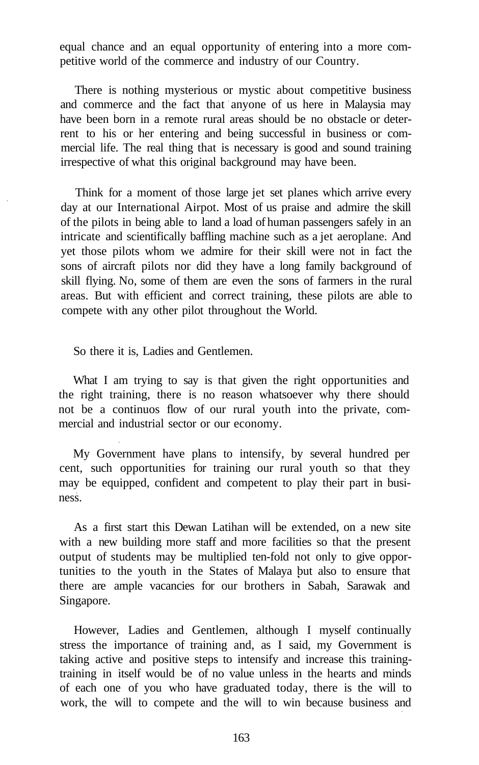equal chance and an equal opportunity of entering into a more competitive world of the commerce and industry of our Country.

There is nothing mysterious or mystic about competitive business and commerce and the fact that anyone of us here in Malaysia may have been born in a remote rural areas should be no obstacle or deterrent to his or her entering and being successful in business or commercial life. The real thing that is necessary is good and sound training irrespective of what this original background may have been.

Think for a moment of those large jet set planes which arrive every day at our International Airpot. Most of us praise and admire the skill of the pilots in being able to land a load of human passengers safely in an intricate and scientifically baffling machine such as a jet aeroplane. And yet those pilots whom we admire for their skill were not in fact the sons of aircraft pilots nor did they have a long family background of skill flying. No, some of them are even the sons of farmers in the rural areas. But with efficient and correct training, these pilots are able to compete with any other pilot throughout the World.

So there it is, Ladies and Gentlemen.

What I am trying to say is that given the right opportunities and the right training, there is no reason whatsoever why there should not be a continuos flow of our rural youth into the private, commercial and industrial sector or our economy.

My Government have plans to intensify, by several hundred per cent, such opportunities for training our rural youth so that they may be equipped, confident and competent to play their part in business.

As a first start this Dewan Latihan will be extended, on a new site with a new building more staff and more facilities so that the present output of students may be multiplied ten-fold not only to give opportunities to the youth in the States of Malaya but also to ensure that there are ample vacancies for our brothers in Sabah, Sarawak and Singapore.

However, Ladies and Gentlemen, although I myself continually stress the importance of training and, as I said, my Government is taking active and positive steps to intensify and increase this training-training in itself would be of no value unless in the hearts and minds of each one of you who have graduated today, there is the will to work, the will to compete and the will to win because business and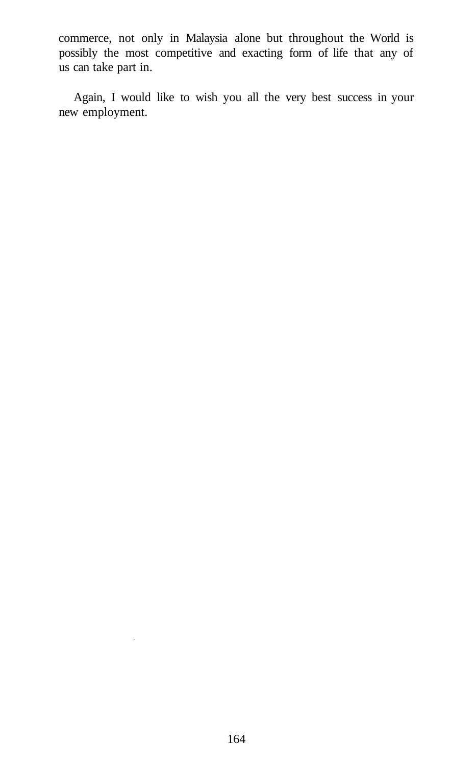commerce, not only in Malaysia alone but throughout the World is possibly the most competitive and exacting form of life that any of us can take part in.

Again, I would like to wish you all the very best success in your new employment.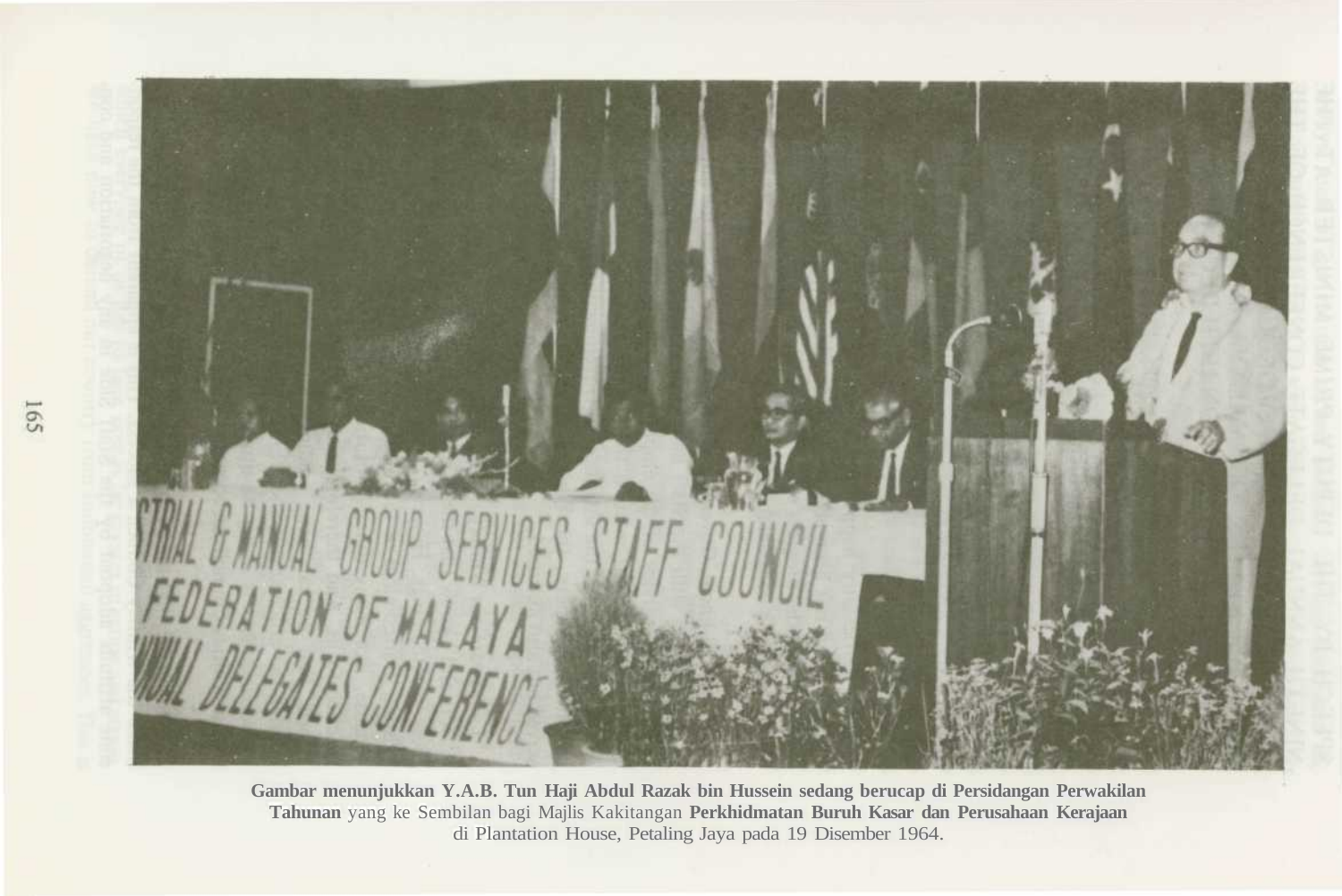**Gambar menunjukkan Y.A.B. Tun Haji Abdul Razak bin Hussein sedang berucap di Persidangan Perwakilan Tahunan** yang ke Sembilan bagi Majlis Kakitangan **Perkhidmatan Buruh Kasar dan Perusahaan Kerajaan** di Plantation House, Petaling Jaya pada 19 Disember 1964.